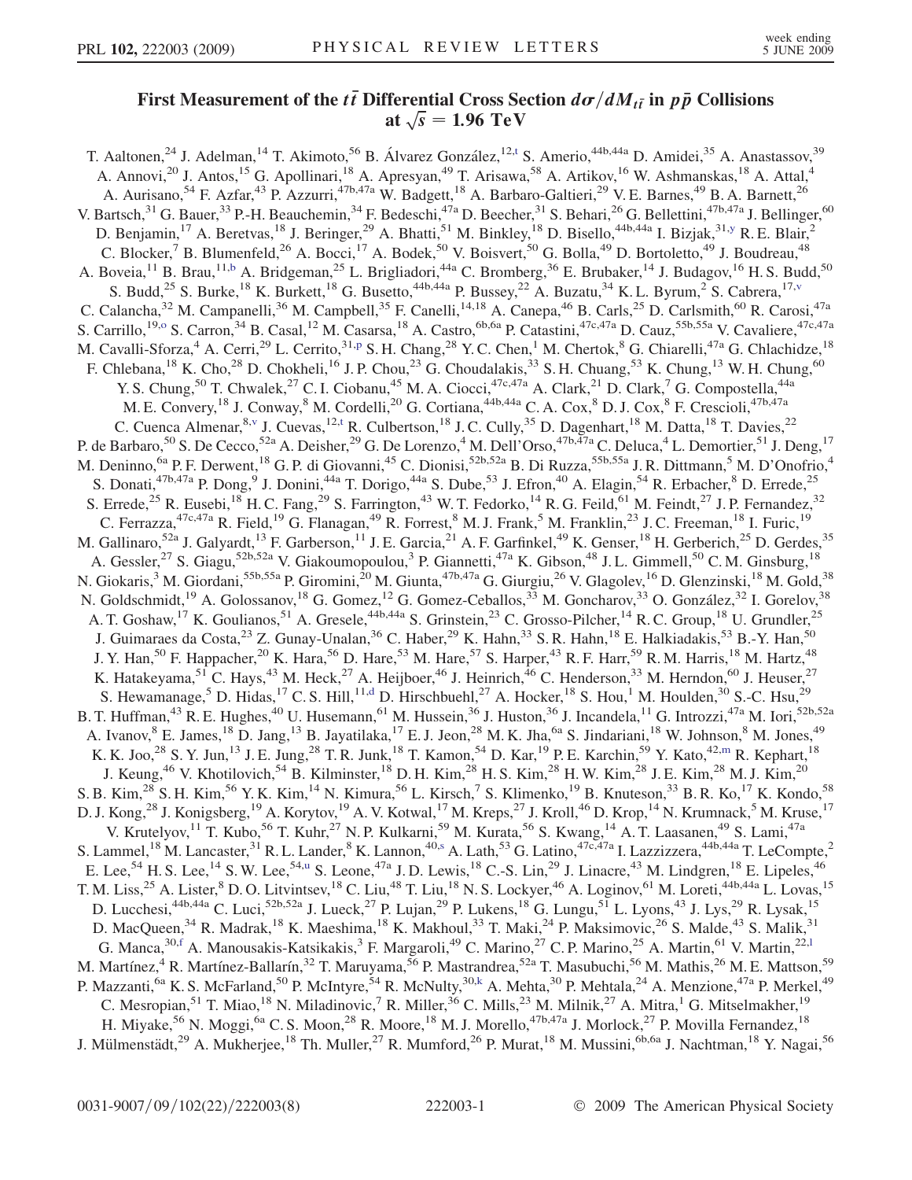# First Measurement of the $t\bar{t}$ Differential Cross Section $d\sigma/dM_{t\bar{t}}$ in $p\bar{p}$ Collisions at $\sqrt{s} = 1.96$ TeV

T. Aaltonen,[24] J. Adelman,[14] T. Akimoto,[56] B. Álvarez González,[12,t] S. Amerio,[44b,44a] D. Amidei,[35] A. Anastassov,[39] A. Annovi,[20] J. Antos,[15] G. Apollinari,[18] A. Apresyan,[49] T. Arisawa,[58] A. Artikov,[16] W. Ashmanskas,[18] A. Attal,[4] A. Aurisano,[54] F. Azfar,[43] P. Azzurri,[47b,47a] W. Badgett,[18] A. Barbaro-Galtieri,[29] V. E. Barnes,[49] B. A. Barnett,[26] V. Bartsch,[31] G. Bauer,[33] P.-H. Beauchemin,[34] F. Bedeschi,[47a] D. Beecher,[31] S. Behari,[26] G. Bellettini,[47b,47a] J. Bellinger,[60] D. Benjamin,[17] A. Beretvas,[18] J. Beringer,[29] A. Bhatti,[51] M. Binkley,[18] D. Bisello,[44b,44a] I. Bizjak,[31,y] R. E. Blair,[2] C. Blocker,[7] B. Blumenfeld,[26] A. Bocci,[17] A. Bodek,[50] V. Boisvert,[50] G. Bolla,[49] D. Bortoletto,[49] J. Boudreau,[48] A. Boveia,[11] B. Brau,[11,b] A. Bridgeman,[25] L. Brigliadori,[44a] C. Bromberg,[36] E. Brubaker,[14] J. Budagov,[16] H. S. Budd,[50] S. Budd,[25] S. Burke,[18] K. Burkett,[18] G. Busetto,[44b,44a] P. Bussey,[22] A. Buzatu,[34] K. L. Byrum,[2] S. Cabrera,[17,v] C. Calancha,[32] M. Campanelli,[36] M. Campbell,[35] F. Canelli,[14,18] A. Canepa,[46] B. Carls,[25] D. Carlsmith,[60] R. Carosi,[47a] S. Carrillo,[19,o] S. Carron,[34] B. Casal,[12] M. Casarsa,[18] A. Castro,[6b,6a] P. Catastini,[47c,47a] D. Cauz,[55b,55a] V. Cavaliere,[47c,47a] M. Cavalli-Sforza,[4] A. Cerri,[29] L. Cerrito,[31,p] S. H. Chang,[28] Y. C. Chen,[1] M. Chertok,[8] G. Chiarelli,[47a] G. Chlachidze,[18] F. Chlebana,[18] K. Cho,[28] D. Chokheli,[16] J. P. Chou,[23] G. Choudalakis,[33] S. H. Chuang,[53] K. Chung,[13] W. H. Chung,[60] Y. S. Chung,[50] T. Chwalek,[27] C. I. Ciobanu,[45] M. A. Ciocci,[47c,47a] A. Clark,[21] D. Clark,[7] G. Compostella,[44a] M. E. Convery,[18] J. Conway,[8] M. Cordelli,[20] G. Cortiana,[44b,44a] C. A. Cox,[8] D. J. Cox,[8] F. Crescioli,[47b,47a] C. Cuenca Almenar,[8,v] J. Cuevas,[12,t] R. Culbertson,[18] J. C. Cully,[35] D. Dagenhart,[18] M. Datta,[18] T. Davies,[22] P. de Barbaro,[50] S. De Cecco,[52a] A. Deisher,[29] G. De Lorenzo,[4] M. Dell'Orso,[47b,47a] C. Deluca,[4] L. Demortier,[51] J. Deng,[17] M. Deninno,[6a] P. F. Derwent,[18] G. P. di Giovanni,[45] C. Dionisi,[52b,52a] B. Di Ruzza,[55b,55a] J. R. Dittmann,[5] M. D'Onofrio,[4] S. Donati,[47b,47a] P. Dong,[9] J. Donini,[44a] T. Dorigo,[44a] S. Dube,[53] J. Efron,[40] A. Elagin,[54] R. Erbacher,[8] D. Errede,[25] S. Errede,[25] R. Eusebi,[18] H. C. Fang,[29] S. Farrington,[43] W. T. Fedorko,[14] R. G. Feild,[61] M. Feindt,[27] J. P. Fernandez,[32] C. Ferrazza,[47c,47a] R. Field,[19] G. Flanagan,[49] R. Forrest,[8] M. J. Frank,[5] M. Franklin,[23] J. C. Freeman,[18] I. Furic,[19] M. Gallinaro,[52a] J. Galyardt,[13] F. Garberson,[11] J. E. Garcia,[21] A. F. Garfinkel,[49] K. Genser,[18] H. Gerberich,[25] D. Gerdes,[35] A. Gessler,[27] S. Giagu,[52b,52a] V. Giakoumopoulou,[3] P. Giannetti,[47a] K. Gibson,[48] J. L. Gimmell,[50] C. M. Ginsburg,[18] N. Giokaris,[3] M. Giordani,[55b,55a] P. Giromini,[20] M. Giunta,[47b,47a] G. Giurgiu,[26] V. Glagolev,[16] D. Glenzinski,[18] M. Gold,[38] N. Goldschmidt,[19] A. Golossanov,[18] G. Gomez,[12] G. Gomez-Ceballos,[33] M. Goncharov,[33] O. González,[32] I. Gorelov,[38] A. T. Goshaw,[17] K. Goulianos,[51] A. Gresele,[44b,44a] S. Grinstein,[23] C. Grosso-Pilcher,[14] R. C. Group,[18] U. Grundler,[25] J. Guimaraes da Costa,[23] Z. Gunay-Unalan,[36] C. Haber,[29] K. Hahn,[33] S. R. Hahn,[18] E. Halkiadakis,[53] B.-Y. Han,[50] J. Y. Han,[50] F. Happacher,[20] K. Hara,[56] D. Hare,[53] M. Hare,[57] S. Harper,[43] R. F. Harr,[59] R. M. Harris,[18] M. Hartz,[48] K. Hatakeyama,[51] C. Hays,[43] M. Heck,[27] A. Heijboer,[46] J. Heinrich,[46] C. Henderson,[33] M. Herndon,[60] J. Heuser,[27] S. Hewamanage,[5] D. Hidas,[17] C. S. Hill,[11,d] D. Hirschbuehl,[27] A. Hocker,[18] S. Hou,[1] M. Houlden,[30] S.-C. Hsu,[29] B. T. Huffman,[43] R. E. Hughes,[40] U. Husemann,[61] M. Hussein,[36] J. Huston,[36] J. Incandela,[11] G. Introzzi,[47a] M. Iori,[52b,52a] A. Ivanov,[8] E. James,[18] D. Jang,[13] B. Jayatilaka,[17] E. J. Jeon,[28] M. K. Jha,[6a] S. Jindariani,[18] W. Johnson,[8] M. Jones,[49] K. K. Joo,[28] S. Y. Jun,[13] J. E. Jung,[28] T. R. Junk,[18] T. Kamon,[54] D. Kar,[19] P. E. Karchin,[59] Y. Kato,[42,m] R. Kephart,[18] J. Keung,[46] V. Khotilovich,[54] B. Kilminster,[18] D. H. Kim,[28] H. S. Kim,[28] H. W. Kim,[28] J. E. Kim,[28] M. J. Kim,[20] S. B. Kim,[28] S. H. Kim,[56] Y. K. Kim,[14] N. Kimura,[56] L. Kirsch,[7] S. Klimenko,[19] B. Knuteson,[33] B. R. Ko,[17] K. Kondo,[58] D. J. Kong,[28] J. Konigsberg,[19] A. Korytov,[19] A. V. Kotwal,[17] M. Kreps,[27] J. Kroll,[46] D. Krop,[14] N. Krumnack,[5] M. Kruse,[17] V. Krutelyov,[11] T. Kubo,[56] T. Kuhr,[27] N. P. Kulkarni,[59] M. Kurata,[56] S. Kwang,[14] A. T. Laasanen,[49] S. Lami,[47a] S. Lammel,[18] M. Lancaster,[31] R. L. Lander,[8] K. Lannon,[40,s] A. Lath,[53] G. Latino,[47c,47a] I. Lazzizzera,[44b,44a] T. LeCompte,[2] E. Lee,[54] H. S. Lee,[14] S. W. Lee,[54,u] S. Leone,[47a] J. D. Lewis,[18] C.-S. Lin,[29] J. Linacre,[43] M. Lindgren,[18] E. Lipeles,[46] T. M. Liss,[25] A. Lister,[8] D. O. Litvintsev,[18] C. Liu,[48] T. Liu,[18] N. S. Lockyer,[46] A. Loginov,[61] M. Loreti,[44b,44a] L. Lovas,[15] D. Lucchesi,[44b,44a] C. Luci,[52b,52a] J. Lueck,[27] P. Lujan,[29] P. Lukens,[18] G. Lungu,[51] L. Lyons,[43] J. Lys,[29] R. Lysak,[15] D. MacQueen,[34] R. Madrak,[18] K. Maeshima,[18] K. Makhoul,[33] T. Maki,[24] P. Maksimovic,[26] S. Malde,[43] S. Malik,[31] G. Manca,[30,f] A. Manousakis-Katsikakis,[3] F. Margaroli,[49] C. Marino,[27] C. P. Marino,[25] A. Martin,[61] V. Martin,[22,l] M. Martínez,[4] R. Martínez-Ballarín,[32] T. Maruyama,[56] P. Mastrandrea,[52a] T. Masubuchi,[56] M. Mathis,[26] M. E. Mattson,[59] P. Mazzanti,[6a] K. S. McFarland,[50] P. McIntyre,[54] R. McNulty,[30,k] A. Mehta,[30] P. Mehtala,[24] A. Menzione,[47a] P. Merkel,[49] C. Mesropian,[51] T. Miao,[18] N. Miladinovic,[7] R. Miller,[36] C. Mills,[23] M. Milnik,[27] A. Mitra,[1] G. Mitselmakher,[19] H. Miyake,[56] N. Moggi,[6a] C. S. Moon,[28] R. Moore,[18] M. J. Morello,[47b,47a] J. Morlock,[27] P. Movilla Fernandez,[18] J. Mülmenstädt,[29] A. Mukherjee,[18] Th. Muller,[27] R. Mumford,[26] P. Murat,[18] M. Mussini,[6b,6a] J. Nachtman,[18] Y. Nagai,[56]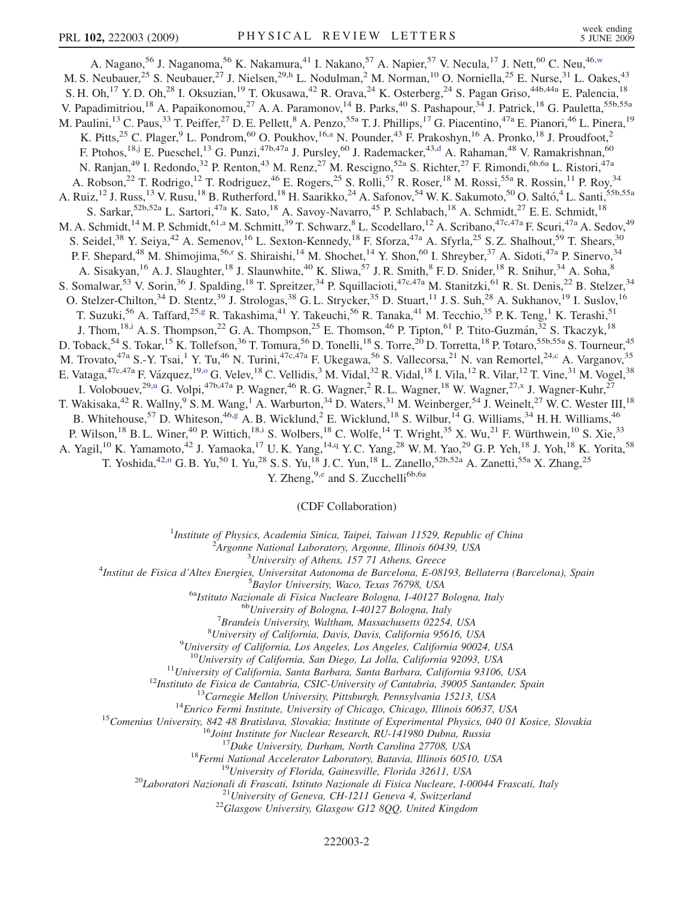A. Nagano,[56] J. Naganoma,[56] K. Nakamura,[41] I. Nakano,[57] A. Napier,[57] V. Necula,[17] J. Nett,[60] C. Neu,[46,w] M. S. Neubauer,[25] S. Neubauer,[27] J. Nielsen,[29,h] L. Nodulman,[2] M. Norman,[10] O. Norniella,[25] E. Nurse,[31] L. Oakes,[43] S. H. Oh,[17] Y. D. Oh,[28] I. Oksuzian,[19] T. Okusawa,[42] R. Orava,[24] K. Osterberg,[24] S. Pagan Griso,[44b,44a] E. Palencia,[18] V. Papadimitriou,[18] A. Papaikonomou,[27] A. A. Paramonov,[14] B. Parks,[40] S. Pashapour,[34] J. Patrick,[18] G. Pauletta,[55b,55a] M. Paulini,[13] C. Paus,[33] T. Peiffer,[27] D. E. Pellett,[8] A. Penzo,[55a] T. J. Phillips,[17] G. Piacentino,[47a] E. Pianori,[46] L. Pinera,[19] K. Pitts,[25] C. Plager,[9] L. Pondrom,[60] O. Poukhov,[16,a] N. Pounder,[43] F. Prakoshyn,[16] A. Pronko,[18] J. Proudfoot,[2] F. Ptohos,[18,j] E. Pueschel,[13] G. Punzi,[47b,47a] J. Pursley,[60] J. Rademacker,[43,d] A. Rahaman,[48] V. Ramakrishnan,[60] N. Ranjan,[49] I. Redondo,[32] P. Renton,[43] M. Renz,[27] M. Rescigno,[52a] S. Richter,[27] F. Rimondi,[6b,6a] L. Ristori,[47a] A. Robson,[22] T. Rodrigo,[12] T. Rodriguez,[46] E. Rogers,[25] S. Rolli,[57] R. Roser,[18] M. Rossi,[55a] R. Rossin,[11] P. Roy,[34] A. Ruiz,[12] J. Russ,[13] V. Rusu,[18] B. Rutherford,[18] H. Saarikko,[24] A. Safonov,[54] W. K. Sakumoto,[50] O. Saltó,[4] L. Santi,[55b,55a] S. Sarkar,[52b,52a] L. Sartori,[47a] K. Sato,[18] A. Savoy-Navarro,[45] P. Schlabach,[18] A. Schmidt,[27] E. E. Schmidt,[18] M. A. Schmidt,[14] M. P. Schmidt,[61,a] M. Schmitt,[39] T. Schwarz,[8] L. Scodellaro,[12] A. Scribano,[47c,47a] F. Scuri,[47a] A. Sedov,[49] S. Seidel,[38] Y. Seiya,[42] A. Semenov,[16] L. Sexton-Kennedy,[18] F. Sforza,[47a] A. Sfyrla,[25] S. Z. Shalhout,[59] T. Shears,[30] P. F. Shepard,[48] M. Shimojima,[56,r] S. Shiraishi,[14] M. Shochet,[14] Y. Shon,[60] I. Shreyber,[37] A. Sidoti,[47a] P. Sinervo,[34] A. Sisakyan,[16] A. J. Slaughter,[18] J. Slaunwhite,[40] K. Sliwa,[57] J. R. Smith,[8] F. D. Snider,[18] R. Snihur,[34] A. Soha,[8] S. Somalwar,[53] V. Sorin,[36] J. Spalding,[18] T. Spreitzer,[34] P. Squillacioti,[47c,47a] M. Stanitzki,[61] R. St. Denis,[22] B. Stelzer,[34] O. Stelzer-Chilton,[34] D. Stentz,[39] J. Strologas,[38] G. L. Strycker,[35] D. Stuart,[11] J. S. Suh,[28] A. Sukhanov,[19] I. Suslov,[16] T. Suzuki,[56] A. Taffard,[25,g] R. Takashima,[41] Y. Takeuchi,[56] R. Tanaka,[41] M. Tecchio,[35] P. K. Teng,[1] K. Terashi,[51] J. Thom,[18,i] A. S. Thompson,[22] G. A. Thompson,[25] E. Thomson,[46] P. Tipton,[61] P. Ttito-Guzmán,[32] S. Tkaczyk,[18] D. Toback,[54] S. Tokar,[15] K. Tollefson,[36] T. Tomura,[56] D. Tonelli,[18] S. Torre,[20] D. Torretta,[18] P. Totaro,[55b,55a] S. Tourneur,[45] M. Trovato,[47a] S.-Y. Tsai,[1] Y. Tu,[46] N. Turini,[47c,47a] F. Ukegawa,[56] S. Vallecorsa,[21] N. van Remortel,[24,c] A. Varganov,[35] E. Vataga,[47c,47a] F. Vázquez,[19,o] G. Velev,[18] C. Vellidis,[3] M. Vidal,[32] R. Vidal,[18] I. Vila,[12] R. Vilar,[12] T. Vine,[31] M. Vogel,[38] I. Volobouev,[29,u] G. Volpi,[47b,47a] P. Wagner,[46] R. G. Wagner,[2] R. L. Wagner,[18] W. Wagner,[27,x] J. Wagner-Kuhr,[27] T. Wakisaka,[42] R. Wallny,[9] S. M. Wang,[1] A. Warburton,[34] D. Waters,[31] M. Weinberger,[54] J. Weinelt,[27] W. C. Wester III,[18] B. Whitehouse,[57] D. Whiteson,[46,g] A. B. Wicklund,[2] E. Wicklund,[18] S. Wilbur,[14] G. Williams,[34] H. H. Williams,[46] P. Wilson,[18] B. L. Winer,[40] P. Wittich,[18,i] S. Wolbers,[18] C. Wolfe,[14] T. Wright,[35] X. Wu,[21] F. Würthwein,[10] S. Xie,[33] A. Yagil,[10] K. Yamamoto,[42] J. Yamaoka,[17] U. K. Yang,[14,q] Y. C. Yang,[28] W. M. Yao,[29] G. P. Yeh,[18] J. Yoh,[18] K. Yorita,[58] T. Yoshida,[42,n] G. B. Yu,[50] I. Yu,[28] S. S. Yu,[18] J. C. Yun,[18] L. Zanello,[52b,52a] A. Zanetti,[55a] X. Zhang,[25] Y. Zheng,[9,e] and S. Zucchelli[6b,6a]

(CDF Collaboration)

[1]*Institute of Physics, Academia Sinica, Taipei, Taiwan 11529, Republic of China*
[2]*Argonne National Laboratory, Argonne, Illinois 60439, USA*
[3]*University of Athens, 157 71 Athens, Greece*
[4]*Institut de Fisica d'Altes Energies, Universitat Autonoma de Barcelona, E-08193, Bellaterra (Barcelona), Spain*
[5]*Baylor University, Waco, Texas 76798, USA*
[6a]*Istituto Nazionale di Fisica Nucleare Bologna, I-40127 Bologna, Italy*
[6b]*University of Bologna, I-40127 Bologna, Italy*
[7]*Brandeis University, Waltham, Massachusetts 02254, USA*
[8]*University of California, Davis, Davis, California 95616, USA*
[9]*University of California, Los Angeles, Los Angeles, California 90024, USA*
[10]*University of California, San Diego, La Jolla, California 92093, USA*
[11]*University of California, Santa Barbara, Santa Barbara, California 93106, USA*
[12]*Instituto de Fisica de Cantabria, CSIC-University of Cantabria, 39005 Santander, Spain*
[13]*Carnegie Mellon University, Pittsburgh, Pennsylvania 15213, USA*
[14]*Enrico Fermi Institute, University of Chicago, Chicago, Illinois 60637, USA*
[15]*Comenius University, 842 48 Bratislava, Slovakia; Institute of Experimental Physics, 040 01 Kosice, Slovakia*
[16]*Joint Institute for Nuclear Research, RU-141980 Dubna, Russia*
[17]*Duke University, Durham, North Carolina 27708, USA*
[18]*Fermi National Accelerator Laboratory, Batavia, Illinois 60510, USA*
[19]*University of Florida, Gainesville, Florida 32611, USA*
[20]*Laboratori Nazionali di Frascati, Istituto Nazionale di Fisica Nucleare, I-00044 Frascati, Italy*
[21]*University of Geneva, CH-1211 Geneva 4, Switzerland*
[22]*Glasgow University, Glasgow G12 8QQ, United Kingdom*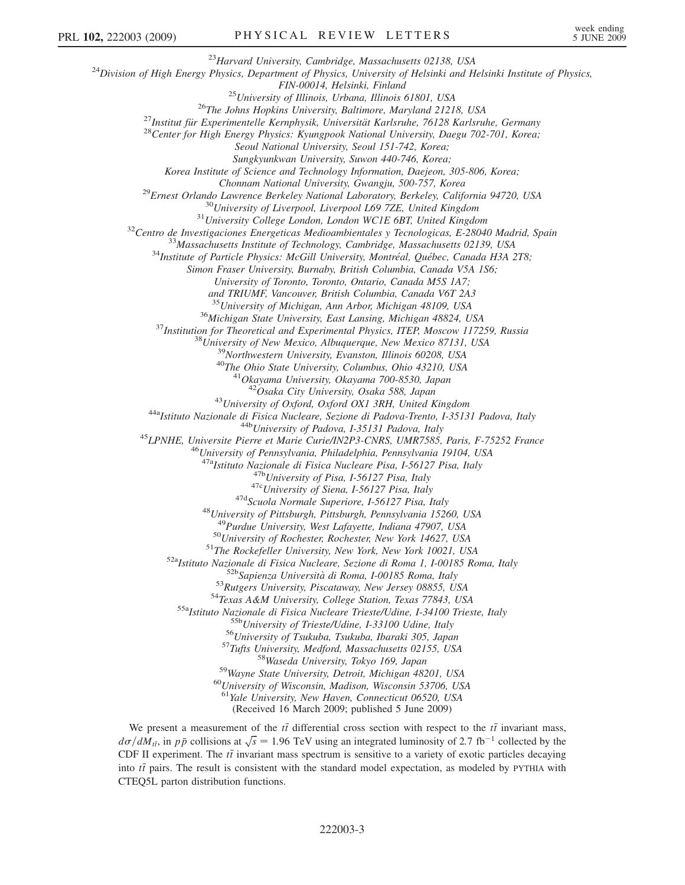[23]Harvard University, Cambridge, Massachusetts 02138, USA

[24]Division of High Energy Physics, Department of Physics, University of Helsinki and Helsinki Institute of Physics, FIN-00014, Helsinki, Finland

[25]University of Illinois, Urbana, Illinois 61801, USA

[26]The Johns Hopkins University, Baltimore, Maryland 21218, USA

[27]Institut für Experimentelle Kernphysik, Universität Karlsruhe, 76128 Karlsruhe, Germany

[28]Center for High Energy Physics: Kyungpook National University, Daegu 702-701, Korea; Seoul National University, Seoul 151-742, Korea; Sungkyunkwan University, Suwon 440-746, Korea; Korea Institute of Science and Technology Information, Daejeon, 305-806, Korea; Chonnam National University, Gwangju, 500-757, Korea

[29]Ernest Orlando Lawrence Berkeley National Laboratory, Berkeley, California 94720, USA

[30]University of Liverpool, Liverpool L69 7ZE, United Kingdom

[31]University College London, London WC1E 6BT, United Kingdom

[32]Centro de Investigaciones Energeticas Medioambientales y Tecnologicas, E-28040 Madrid, Spain

[33]Massachusetts Institute of Technology, Cambridge, Massachusetts 02139, USA

[34]Institute of Particle Physics: McGill University, Montréal, Québec, Canada H3A 2T8; Simon Fraser University, Burnaby, British Columbia, Canada V5A 1S6; University of Toronto, Toronto, Ontario, Canada M5S 1A7; and TRIUMF, Vancouver, British Columbia, Canada V6T 2A3

[35]University of Michigan, Ann Arbor, Michigan 48109, USA

[36]Michigan State University, East Lansing, Michigan 48824, USA

[37]Institution for Theoretical and Experimental Physics, ITEP, Moscow 117259, Russia

[38]University of New Mexico, Albuquerque, New Mexico 87131, USA

[39]Northwestern University, Evanston, Illinois 60208, USA

[40]The Ohio State University, Columbus, Ohio 43210, USA

[41]Okayama University, Okayama 700-8530, Japan

[42]Osaka City University, Osaka 588, Japan

[43]University of Oxford, Oxford OX1 3RH, United Kingdom

[44a]Istituto Nazionale di Fisica Nucleare, Sezione di Padova-Trento, I-35131 Padova, Italy

[44b]University of Padova, I-35131 Padova, Italy

[45]LPNHE, Universite Pierre et Marie Curie/IN2P3-CNRS, UMR7585, Paris, F-75252 France

[46]University of Pennsylvania, Philadelphia, Pennsylvania 19104, USA

[47a]Istituto Nazionale di Fisica Nucleare Pisa, I-56127 Pisa, Italy

[47b]University of Pisa, I-56127 Pisa, Italy

[47c]University of Siena, I-56127 Pisa, Italy

[47d]Scuola Normale Superiore, I-56127 Pisa, Italy

[48]University of Pittsburgh, Pittsburgh, Pennsylvania 15260, USA

[49]Purdue University, West Lafayette, Indiana 47907, USA

[50]University of Rochester, Rochester, New York 14627, USA

[51]The Rockefeller University, New York, New York 10021, USA

[52a]Istituto Nazionale di Fisica Nucleare, Sezione di Roma 1, I-00185 Roma, Italy

[52b]Sapienza Università di Roma, I-00185 Roma, Italy

[53]Rutgers University, Piscataway, New Jersey 08855, USA

[54]Texas A&M University, College Station, Texas 77843, USA

[55a]Istituto Nazionale di Fisica Nucleare Trieste/Udine, I-34100 Trieste, Italy

[55b]University of Trieste/Udine, I-33100 Udine, Italy

[56]University of Tsukuba, Tsukuba, Ibaraki 305, Japan

[57]Tufts University, Medford, Massachusetts 02155, USA

[58]Waseda University, Tokyo 169, Japan

[59]Wayne State University, Detroit, Michigan 48201, USA

[60]University of Wisconsin, Madison, Wisconsin 53706, USA

[61]Yale University, New Haven, Connecticut 06520, USA

(Received 16 March 2009; published 5 June 2009)

We present a measurement of the $t\bar{t}$ differential cross section with respect to the $t\bar{t}$ invariant mass, $d\sigma/dM_{t\bar{t}}$, in $p\bar{p}$ collisions at $\sqrt{s} = 1.96$ TeV using an integrated luminosity of 2.7 fb$^{-1}$ collected by the CDF II experiment. The $t\bar{t}$ invariant mass spectrum is sensitive to a variety of exotic particles decaying into $t\bar{t}$ pairs. The result is consistent with the standard model expectation, as modeled by PYTHIA with CTEQ5L parton distribution functions.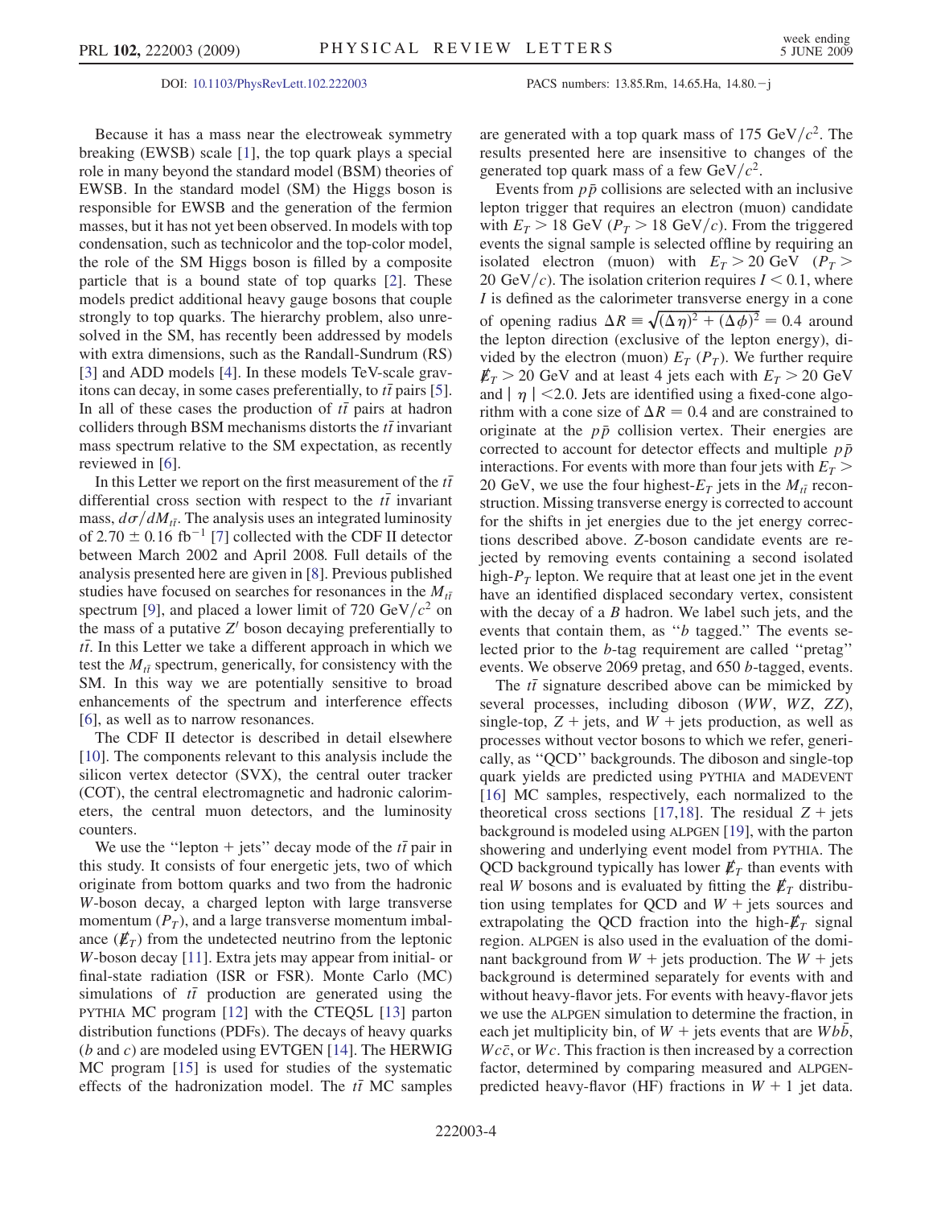DOI: 10.1103/PhysRevLett.102.222003 PACS numbers: 13.85.Rm, 14.65.Ha, 14.80.−j

Because it has a mass near the electroweak symmetry breaking (EWSB) scale [1], the top quark plays a special role in many beyond the standard model (BSM) theories of EWSB. In the standard model (SM) the Higgs boson is responsible for EWSB and the generation of the fermion masses, but it has not yet been observed. In models with top condensation, such as technicolor and the top-color model, the role of the SM Higgs boson is filled by a composite particle that is a bound state of top quarks [2]. These models predict additional heavy gauge bosons that couple strongly to top quarks. The hierarchy problem, also unresolved in the SM, has recently been addressed by models with extra dimensions, such as the Randall-Sundrum (RS) [3] and ADD models [4]. In these models TeV-scale gravitons can decay, in some cases preferentially, to $t\bar{t}$ pairs [5]. In all of these cases the production of $t\bar{t}$ pairs at hadron colliders through BSM mechanisms distorts the $t\bar{t}$ invariant mass spectrum relative to the SM expectation, as recently reviewed in [6].

In this Letter we report on the first measurement of the $t\bar{t}$ differential cross section with respect to the $t\bar{t}$ invariant mass, $d\sigma/dM_{t\bar{t}}$. The analysis uses an integrated luminosity of $2.70 \pm 0.16$ fb$^{-1}$ [7] collected with the CDF II detector between March 2002 and April 2008. Full details of the analysis presented here are given in [8]. Previous published studies have focused on searches for resonances in the $M_{t\bar{t}}$ spectrum [9], and placed a lower limit of 720 GeV/$c^2$ on the mass of a putative $Z'$ boson decaying preferentially to $t\bar{t}$. In this Letter we take a different approach in which we test the $M_{t\bar{t}}$ spectrum, generically, for consistency with the SM. In this way we are potentially sensitive to broad enhancements of the spectrum and interference effects [6], as well as to narrow resonances.

The CDF II detector is described in detail elsewhere [10]. The components relevant to this analysis include the silicon vertex detector (SVX), the central outer tracker (COT), the central electromagnetic and hadronic calorimeters, the central muon detectors, and the luminosity counters.

We use the "lepton + jets" decay mode of the $t\bar{t}$ pair in this study. It consists of four energetic jets, two of which originate from bottom quarks and two from the hadronic $W$-boson decay, a charged lepton with large transverse momentum ($P_T$), and a large transverse momentum imbalance ($\not{E}_T$) from the undetected neutrino from the leptonic $W$-boson decay [11]. Extra jets may appear from initial- or final-state radiation (ISR or FSR). Monte Carlo (MC) simulations of $t\bar{t}$ production are generated using the PYTHIA MC program [12] with the CTEQ5L [13] parton distribution functions (PDFs). The decays of heavy quarks ($b$ and $c$) are modeled using EVTGEN [14]. The HERWIG MC program [15] is used for studies of the systematic effects of the hadronization model. The $t\bar{t}$ MC samples are generated with a top quark mass of 175 GeV/$c^2$. The results presented here are insensitive to changes of the generated top quark mass of a few GeV/$c^2$.

Events from $p\bar{p}$ collisions are selected with an inclusive lepton trigger that requires an electron (muon) candidate with $E_T > 18$ GeV ($P_T > 18$ GeV/$c$). From the triggered events the signal sample is selected offline by requiring an isolated electron (muon) with $E_T > 20$ GeV ($P_T > 20$ GeV/$c$). The isolation criterion requires $I < 0.1$, where $I$ is defined as the calorimeter transverse energy in a cone of opening radius $\Delta R \equiv \sqrt{(\Delta\eta)^2 + (\Delta\phi)^2} = 0.4$ around the lepton direction (exclusive of the lepton energy), divided by the electron (muon) $E_T$ ($P_T$). We further require $\not{E}_T > 20$ GeV and at least 4 jets each with $E_T > 20$ GeV and $|\eta| < 2.0$. Jets are identified using a fixed-cone algorithm with a cone size of $\Delta R = 0.4$ and are constrained to originate at the $p\bar{p}$ collision vertex. Their energies are corrected to account for detector effects and multiple $p\bar{p}$ interactions. For events with more than four jets with $E_T > 20$ GeV, we use the four highest-$E_T$ jets in the $M_{t\bar{t}}$ reconstruction. Missing transverse energy is corrected to account for the shifts in jet energies due to the jet energy corrections described above. $Z$-boson candidate events are rejected by removing events containing a second isolated high-$P_T$ lepton. We require that at least one jet in the event have an identified displaced secondary vertex, consistent with the decay of a $B$ hadron. We label such jets, and the events that contain them, as "$b$ tagged." The events selected prior to the $b$-tag requirement are called "pretag" events. We observe 2069 pretag, and 650 $b$-tagged, events.

The $t\bar{t}$ signature described above can be mimicked by several processes, including diboson ($WW$, $WZ$, $ZZ$), single-top, $Z$ + jets, and $W$ + jets production, as well as processes without vector bosons to which we refer, generically, as "QCD" backgrounds. The diboson and single-top quark yields are predicted using PYTHIA and MADEVENT [16] MC samples, respectively, each normalized to the theoretical cross sections [17,18]. The residual $Z$ + jets background is modeled using ALPGEN [19], with the parton showering and underlying event model from PYTHIA. The QCD background typically has lower $\not{E}_T$ than events with real $W$ bosons and is evaluated by fitting the $\not{E}_T$ distribution using templates for QCD and $W$ + jets sources and extrapolating the QCD fraction into the high-$\not{E}_T$ signal region. ALPGEN is also used in the evaluation of the dominant background from $W$ + jets production. The $W$ + jets background is determined separately for events with and without heavy-flavor jets. For events with heavy-flavor jets we use the ALPGEN simulation to determine the fraction, in each jet multiplicity bin, of $W$ + jets events that are $Wb\bar{b}$, $Wc\bar{c}$, or $Wc$. This fraction is then increased by a correction factor, determined by comparing measured and ALPGEN-predicted heavy-flavor (HF) fractions in $W$ + 1 jet data.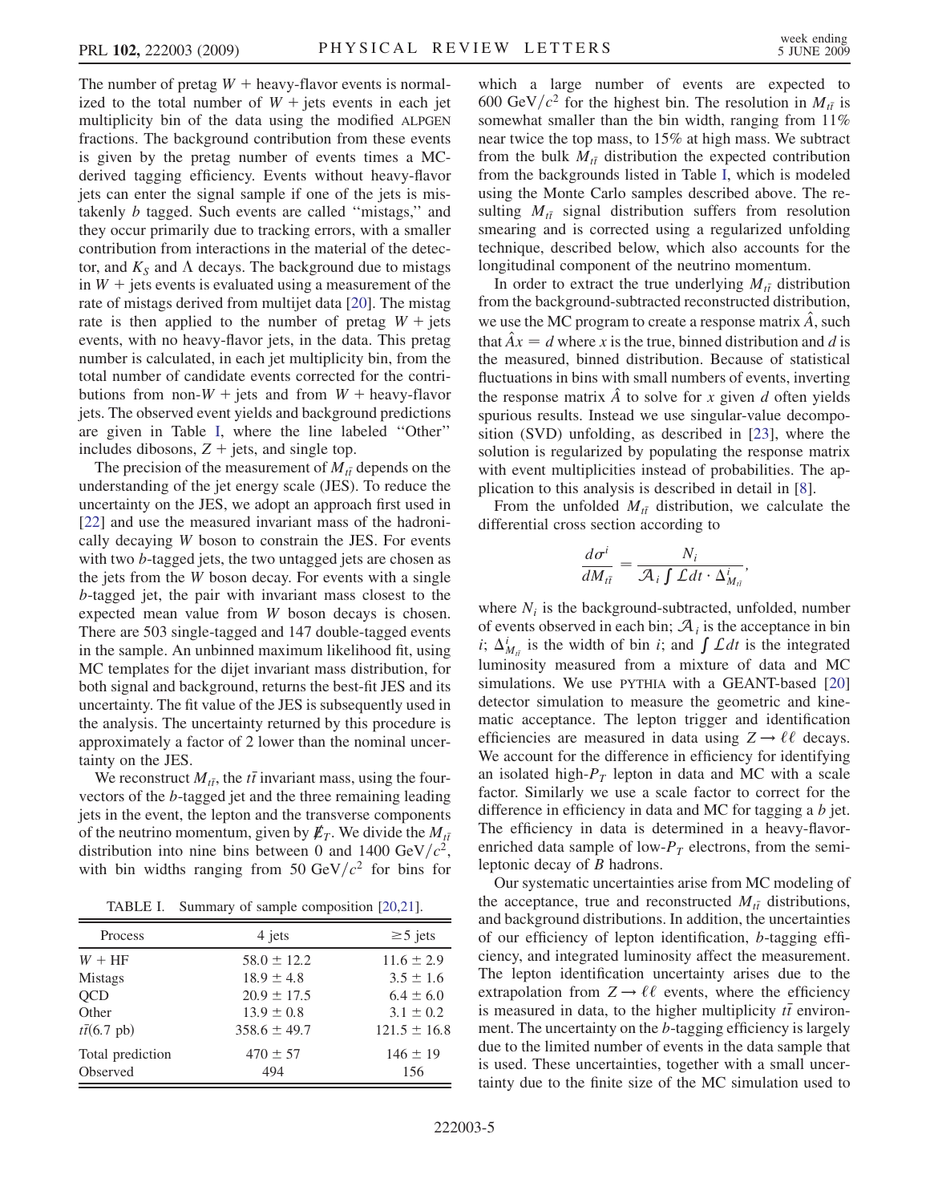The number of pretag $W$ + heavy-flavor events is normalized to the total number of $W$ + jets events in each jet multiplicity bin of the data using the modified ALPGEN fractions. The background contribution from these events is given by the pretag number of events times a MC-derived tagging efficiency. Events without heavy-flavor jets can enter the signal sample if one of the jets is mistakenly $b$ tagged. Such events are called "mistags," and they occur primarily due to tracking errors, with a smaller contribution from interactions in the material of the detector, and $K_S$ and $\Lambda$ decays. The background due to mistags in $W$ + jets events is evaluated using a measurement of the rate of mistags derived from multijet data [20]. The mistag rate is then applied to the number of pretag $W$ + jets events, with no heavy-flavor jets, in the data. This pretag number is calculated, in each jet multiplicity bin, from the total number of candidate events corrected for the contributions from non-$W$ + jets and from $W$ + heavy-flavor jets. The observed event yields and background predictions are given in Table I, where the line labeled "Other" includes dibosons, $Z$ + jets, and single top.

The precision of the measurement of $M_{t\bar{t}}$ depends on the understanding of the jet energy scale (JES). To reduce the uncertainty on the JES, we adopt an approach first used in [22] and use the measured invariant mass of the hadronically decaying $W$ boson to constrain the JES. For events with two $b$-tagged jets, the two untagged jets are chosen as the jets from the $W$ boson decay. For events with a single $b$-tagged jet, the pair with invariant mass closest to the expected mean value from $W$ boson decays is chosen. There are 503 single-tagged and 147 double-tagged events in the sample. An unbinned maximum likelihood fit, using MC templates for the dijet invariant mass distribution, for both signal and background, returns the best-fit JES and its uncertainty. The fit value of the JES is subsequently used in the analysis. The uncertainty returned by this procedure is approximately a factor of 2 lower than the nominal uncertainty on the JES.

We reconstruct $M_{t\bar{t}}$, the $t\bar{t}$ invariant mass, using the four-vectors of the $b$-tagged jet and the three remaining leading jets in the event, the lepton and the transverse components of the neutrino momentum, given by $\not{E}_T$. We divide the $M_{t\bar{t}}$ distribution into nine bins between 0 and 1400 GeV$/c^2$, with bin widths ranging from 50 GeV$/c^2$ for bins for which a large number of events are expected to 600 GeV$/c^2$ for the highest bin. The resolution in $M_{t\bar{t}}$ is somewhat smaller than the bin width, ranging from 11% near twice the top mass, to 15% at high mass. We subtract from the bulk $M_{t\bar{t}}$ distribution the expected contribution from the backgrounds listed in Table I, which is modeled using the Monte Carlo samples described above. The resulting $M_{t\bar{t}}$ signal distribution suffers from resolution smearing and is corrected using a regularized unfolding technique, described below, which also accounts for the longitudinal component of the neutrino momentum.

TABLE I. Summary of sample composition [20,21].

| Process | 4 jets | $\geq$5 jets |
|---|---|---|
| $W$ + HF | $58.0 \pm 12.2$ | $11.6 \pm 2.9$ |
| Mistags | $18.9 \pm 4.8$ | $3.5 \pm 1.6$ |
| QCD | $20.9 \pm 17.5$ | $6.4 \pm 6.0$ |
| Other | $13.9 \pm 0.8$ | $3.1 \pm 0.2$ |
| $t\bar{t}$(6.7 pb) | $358.6 \pm 49.7$ | $121.5 \pm 16.8$ |
| Total prediction | $470 \pm 57$ | $146 \pm 19$ |
| Observed | 494 | 156 |

In order to extract the true underlying $M_{t\bar{t}}$ distribution from the background-subtracted reconstructed distribution, we use the MC program to create a response matrix $\hat{A}$, such that $\hat{A}x = d$ where $x$ is the true, binned distribution and $d$ is the measured, binned distribution. Because of statistical fluctuations in bins with small numbers of events, inverting the response matrix $\hat{A}$ to solve for $x$ given $d$ often yields spurious results. Instead we use singular-value decomposition (SVD) unfolding, as described in [23], where the solution is regularized by populating the response matrix with event multiplicities instead of probabilities. The application to this analysis is described in detail in [8].

From the unfolded $M_{t\bar{t}}$ distribution, we calculate the differential cross section according to

$$\frac{d\sigma^i}{dM_{t\bar{t}}} = \frac{N_i}{\mathcal{A}_i \int \mathcal{L}dt \cdot \Delta^i_{M_{t\bar{t}}}},$$

where $N_i$ is the background-subtracted, unfolded, number of events observed in each bin; $\mathcal{A}_i$ is the acceptance in bin $i$; $\Delta^i_{M_{t\bar{t}}}$ is the width of bin $i$; and $\int \mathcal{L}dt$ is the integrated luminosity measured from a mixture of data and MC simulations. We use PYTHIA with a GEANT-based [20] detector simulation to measure the geometric and kinematic acceptance. The lepton trigger and identification efficiencies are measured in data using $Z \rightarrow \ell\ell$ decays. We account for the difference in efficiency for identifying an isolated high-$P_T$ lepton in data and MC with a scale factor. Similarly we use a scale factor to correct for the difference in efficiency in data and MC for tagging a $b$ jet. The efficiency in data is determined in a heavy-flavor-enriched data sample of low-$P_T$ electrons, from the semileptonic decay of $B$ hadrons.

Our systematic uncertainties arise from MC modeling of the acceptance, true and reconstructed $M_{t\bar{t}}$ distributions, and background distributions. In addition, the uncertainties of our efficiency of lepton identification, $b$-tagging efficiency, and integrated luminosity affect the measurement. The lepton identification uncertainty arises due to the extrapolation from $Z \rightarrow \ell\ell$ events, where the efficiency is measured in data, to the higher multiplicity $t\bar{t}$ environment. The uncertainty on the $b$-tagging efficiency is largely due to the limited number of events in the data sample that is used. These uncertainties, together with a small uncertainty due to the finite size of the MC simulation used to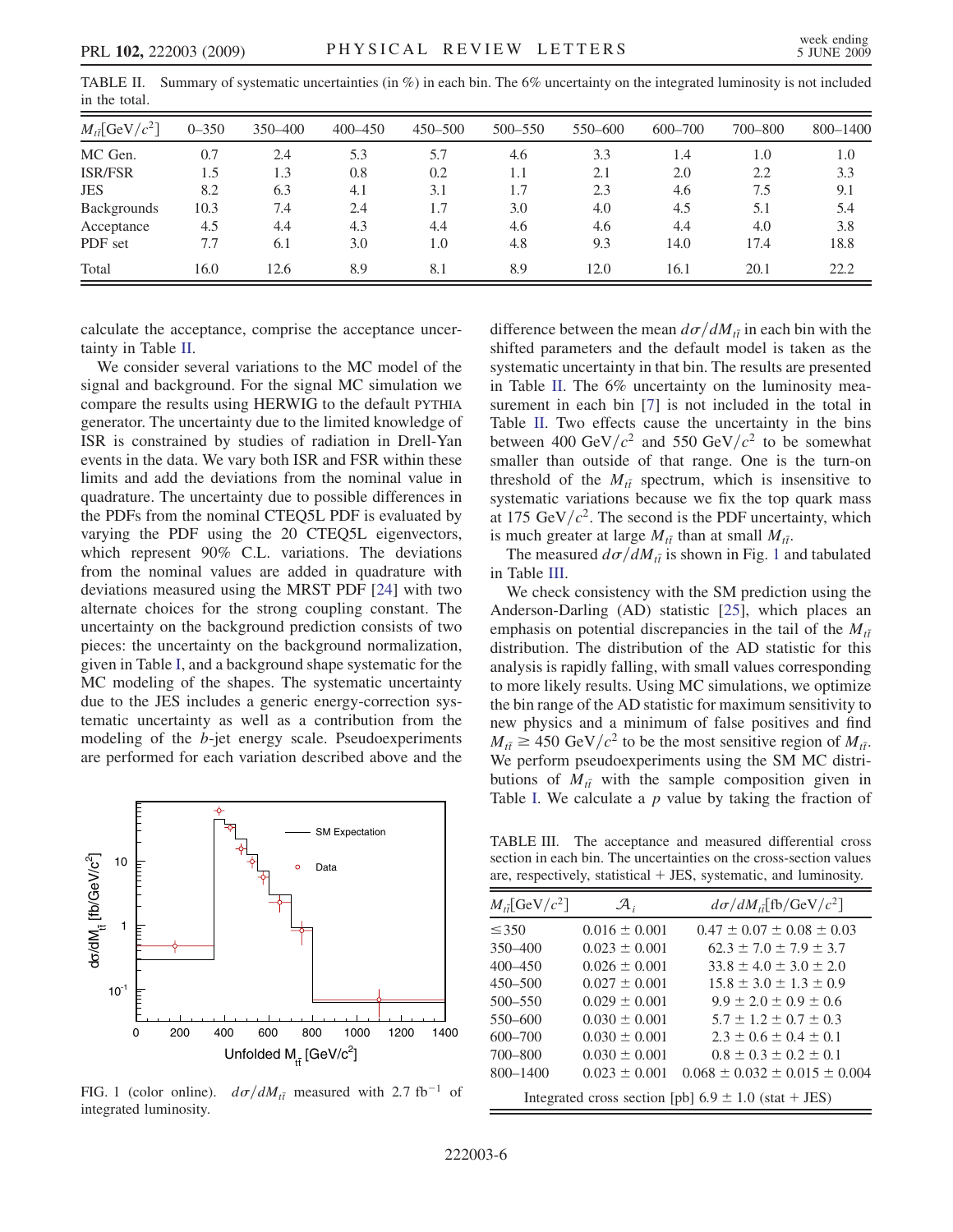TABLE II. Summary of systematic uncertainties (in %) in each bin. The 6% uncertainty on the integrated luminosity is not included in the total.

| $M_{t\bar{t}}$[GeV/$c^2$] | 0–350 | 350–400 | 400–450 | 450–500 | 500–550 | 550–600 | 600–700 | 700–800 | 800–1400 |
|---|---|---|---|---|---|---|---|---|---|
| MC Gen. | 0.7 | 2.4 | 5.3 | 5.7 | 4.6 | 3.3 | 1.4 | 1.0 | 1.0 |
| ISR/FSR | 1.5 | 1.3 | 0.8 | 0.2 | 1.1 | 2.1 | 2.0 | 2.2 | 3.3 |
| JES | 8.2 | 6.3 | 4.1 | 3.1 | 1.7 | 2.3 | 4.6 | 7.5 | 9.1 |
| Backgrounds | 10.3 | 7.4 | 2.4 | 1.7 | 3.0 | 4.0 | 4.5 | 5.1 | 5.4 |
| Acceptance | 4.5 | 4.4 | 4.3 | 4.4 | 4.6 | 4.6 | 4.4 | 4.0 | 3.8 |
| PDF set | 7.7 | 6.1 | 3.0 | 1.0 | 4.8 | 9.3 | 14.0 | 17.4 | 18.8 |
| Total | 16.0 | 12.6 | 8.9 | 8.1 | 8.9 | 12.0 | 16.1 | 20.1 | 22.2 |

calculate the acceptance, comprise the acceptance uncertainty in Table II.

We consider several variations to the MC model of the signal and background. For the signal MC simulation we compare the results using HERWIG to the default PYTHIA generator. The uncertainty due to the limited knowledge of ISR is constrained by studies of radiation in Drell-Yan events in the data. We vary both ISR and FSR within these limits and add the deviations from the nominal value in quadrature. The uncertainty due to possible differences in the PDFs from the nominal CTEQ5L PDF is evaluated by varying the PDF using the 20 CTEQ5L eigenvectors, which represent 90% C.L. variations. The deviations from the nominal values are added in quadrature with deviations measured using the MRST PDF [24] with two alternate choices for the strong coupling constant. The uncertainty on the background prediction consists of two pieces: the uncertainty on the background normalization, given in Table I, and a background shape systematic for the MC modeling of the shapes. The systematic uncertainty due to the JES includes a generic energy-correction systematic uncertainty as well as a contribution from the modeling of the $b$-jet energy scale. Pseudoexperiments are performed for each variation described above and the difference between the mean $d\sigma/dM_{t\bar{t}}$ in each bin with the shifted parameters and the default model is taken as the systematic uncertainty in that bin. The results are presented in Table II. The 6% uncertainty on the luminosity measurement in each bin [7] is not included in the total in Table II. Two effects cause the uncertainty in the bins between 400 GeV/$c^2$ and 550 GeV/$c^2$ to be somewhat smaller than outside of that range. One is the turn-on threshold of the $M_{t\bar{t}}$ spectrum, which is insensitive to systematic variations because we fix the top quark mass at 175 GeV/$c^2$. The second is the PDF uncertainty, which is much greater at large $M_{t\bar{t}}$ than at small $M_{t\bar{t}}$.

The measured $d\sigma/dM_{t\bar{t}}$ is shown in Fig. 1 and tabulated in Table III.

FIG. 1 (color online). $d\sigma/dM_{t\bar{t}}$ measured with 2.7 fb$^{-1}$ of integrated luminosity.

We check consistency with the SM prediction using the Anderson-Darling (AD) statistic [25], which places an emphasis on potential discrepancies in the tail of the $M_{t\bar{t}}$ distribution. The distribution of the AD statistic for this analysis is rapidly falling, with small values corresponding to more likely results. Using MC simulations, we optimize the bin range of the AD statistic for maximum sensitivity to new physics and a minimum of false positives and find $M_{t\bar{t}} \geq 450$ GeV/$c^2$ to be the most sensitive region of $M_{t\bar{t}}$. We perform pseudoexperiments using the SM MC distributions of $M_{t\bar{t}}$ with the sample composition given in Table I. We calculate a $p$ value by taking the fraction of

TABLE III. The acceptance and measured differential cross section in each bin. The uncertainties on the cross-section values are, respectively, statistical + JES, systematic, and luminosity.

| $M_{t\bar{t}}$[GeV/$c^2$] | $\mathcal{A}_i$ | $d\sigma/dM_{t\bar{t}}$[fb/GeV/$c^2$] |
|---|---|---|
| ≤350 | 0.016 ± 0.001 | 0.47 ± 0.07 ± 0.08 ± 0.03 |
| 350–400 | 0.023 ± 0.001 | 62.3 ± 7.0 ± 7.9 ± 3.7 |
| 400–450 | 0.026 ± 0.001 | 33.8 ± 4.0 ± 3.0 ± 2.0 |
| 450–500 | 0.027 ± 0.001 | 15.8 ± 3.0 ± 1.3 ± 0.9 |
| 500–550 | 0.029 ± 0.001 | 9.9 ± 2.0 ± 0.9 ± 0.6 |
| 550–600 | 0.030 ± 0.001 | 5.7 ± 1.2 ± 0.7 ± 0.3 |
| 600–700 | 0.030 ± 0.001 | 2.3 ± 0.6 ± 0.4 ± 0.1 |
| 700–800 | 0.030 ± 0.001 | 0.8 ± 0.3 ± 0.2 ± 0.1 |
| 800–1400 | 0.023 ± 0.001 | 0.068 ± 0.032 ± 0.015 ± 0.004 |
| Integrated cross section [pb] 6.9 ± 1.0 (stat + JES) | | |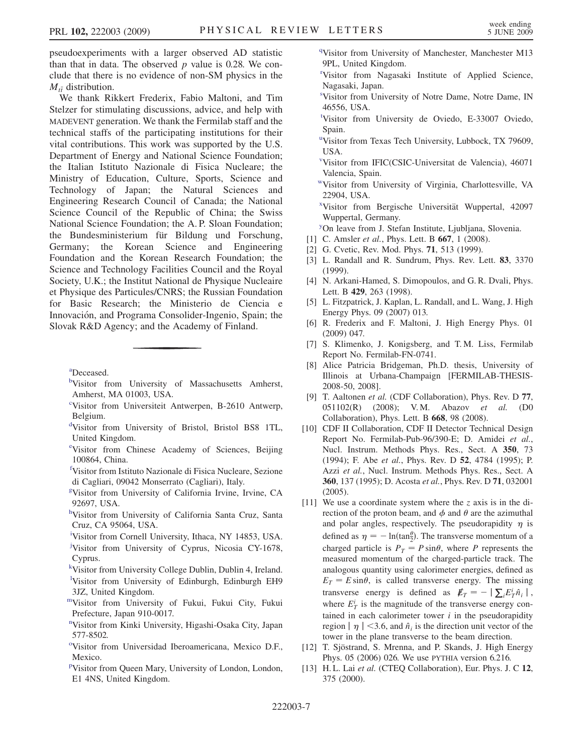pseudoexperiments with a larger observed AD statistic than that in data. The observed $p$ value is 0.28. We conclude that there is no evidence of non-SM physics in the $M_{t\bar{t}}$ distribution.

We thank Rikkert Frederix, Fabio Maltoni, and Tim Stelzer for stimulating discussions, advice, and help with MADEVENT generation. We thank the Fermilab staff and the technical staffs of the participating institutions for their vital contributions. This work was supported by the U.S. Department of Energy and National Science Foundation; the Italian Istituto Nazionale di Fisica Nucleare; the Ministry of Education, Culture, Sports, Science and Technology of Japan; the Natural Sciences and Engineering Research Council of Canada; the National Science Council of the Republic of China; the Swiss National Science Foundation; the A. P. Sloan Foundation; the Bundesministerium für Bildung und Forschung, Germany; the Korean Science and Engineering Foundation and the Korean Research Foundation; the Science and Technology Facilities Council and the Royal Society, U.K.; the Institut National de Physique Nucleaire et Physique des Particules/CNRS; the Russian Foundation for Basic Research; the Ministerio de Ciencia e Innovación, and Programa Consolider-Ingenio, Spain; the Slovak R&D Agency; and the Academy of Finland.

---

[a]Deceased.

[b]Visitor from University of Massachusetts Amherst, Amherst, MA 01003, USA.

[c]Visitor from Universiteit Antwerpen, B-2610 Antwerp, Belgium.

[d]Visitor from University of Bristol, Bristol BS8 1TL, United Kingdom.

[e]Visitor from Chinese Academy of Sciences, Beijing 100864, China.

[f]Visitor from Istituto Nazionale di Fisica Nucleare, Sezione di Cagliari, 09042 Monserrato (Cagliari), Italy.

[g]Visitor from University of California Irvine, Irvine, CA 92697, USA.

[h]Visitor from University of California Santa Cruz, Santa Cruz, CA 95064, USA.

[i]Visitor from Cornell University, Ithaca, NY 14853, USA.

[j]Visitor from University of Cyprus, Nicosia CY-1678, Cyprus.

[k]Visitor from University College Dublin, Dublin 4, Ireland.

[l]Visitor from University of Edinburgh, Edinburgh EH9 3JZ, United Kingdom.

[m]Visitor from University of Fukui, Fukui City, Fukui Prefecture, Japan 910-0017.

[n]Visitor from Kinki University, Higashi-Osaka City, Japan 577-8502.

[o]Visitor from Universidad Iberoamericana, Mexico D.F., Mexico.

[p]Visitor from Queen Mary, University of London, London, E1 4NS, United Kingdom.

[q]Visitor from University of Manchester, Manchester M13 9PL, United Kingdom.

[r]Visitor from Nagasaki Institute of Applied Science, Nagasaki, Japan.

[s]Visitor from University of Notre Dame, Notre Dame, IN 46556, USA.

[t]Visitor from University de Oviedo, E-33007 Oviedo, Spain.

[u]Visitor from Texas Tech University, Lubbock, TX 79609, USA.

[v]Visitor from IFIC(CSIC-Universitat de Valencia), 46071 Valencia, Spain.

[w]Visitor from University of Virginia, Charlottesville, VA 22904, USA.

[x]Visitor from Bergische Universität Wuppertal, 42097 Wuppertal, Germany.

[y]On leave from J. Stefan Institute, Ljubljana, Slovenia.

[1] C. Amsler *et al.*, Phys. Lett. B **667**, 1 (2008).

[2] G. Cvetic, Rev. Mod. Phys. **71**, 513 (1999).

[3] L. Randall and R. Sundrum, Phys. Rev. Lett. **83**, 3370 (1999).

[4] N. Arkani-Hamed, S. Dimopoulos, and G. R. Dvali, Phys. Lett. B **429**, 263 (1998).

[5] L. Fitzpatrick, J. Kaplan, L. Randall, and L. Wang, J. High Energy Phys. 09 (2007) 013.

[6] R. Frederix and F. Maltoni, J. High Energy Phys. 01 (2009) 047.

[7] S. Klimenko, J. Konigsberg, and T. M. Liss, Fermilab Report No. Fermilab-FN-0741.

[8] Alice Patricia Bridgeman, Ph.D. thesis, University of Illinois at Urbana-Champaign [FERMILAB-THESIS-2008-50, 2008].

[9] T. Aaltonen *et al.* (CDF Collaboration), Phys. Rev. D **77**, 051102(R) (2008); V. M. Abazov *et al.* (D0 Collaboration), Phys. Lett. B **668**, 98 (2008).

[10] CDF II Collaboration, CDF II Detector Technical Design Report No. Fermilab-Pub-96/390-E; D. Amidei *et al.*, Nucl. Instrum. Methods Phys. Res., Sect. A **350**, 73 (1994); F. Abe *et al.*, Phys. Rev. D **52**, 4784 (1995); P. Azzi *et al.*, Nucl. Instrum. Methods Phys. Res., Sect. A **360**, 137 (1995); D. Acosta *et al.*, Phys. Rev. D **71**, 032001 (2005).

[11] We use a coordinate system where the $z$ axis is in the direction of the proton beam, and $\phi$ and $\theta$ are the azimuthal and polar angles, respectively. The pseudorapidity $\eta$ is defined as $\eta = -\ln(\tan\frac{\theta}{2})$. The transverse momentum of a charged particle is $P_T = P\sin\theta$, where $P$ represents the measured momentum of the charged-particle track. The analogous quantity using calorimeter energies, defined as $E_T = E\sin\theta$, is called transverse energy. The missing transverse energy is defined as $\not{E}_T = -|\sum_i E_T^i \hat{n}_i|$, where $E_T^i$ is the magnitude of the transverse energy contained in each calorimeter tower $i$ in the pseudorapidity region $|\eta| < 3.6$, and $\hat{n}_i$ is the direction unit vector of the tower in the plane transverse to the beam direction.

[12] T. Sjöstrand, S. Mrenna, and P. Skands, J. High Energy Phys. 05 (2006) 026. We use PYTHIA version 6.216.

[13] H. L. Lai *et al.* (CTEQ Collaboration), Eur. Phys. J. C **12**, 375 (2000).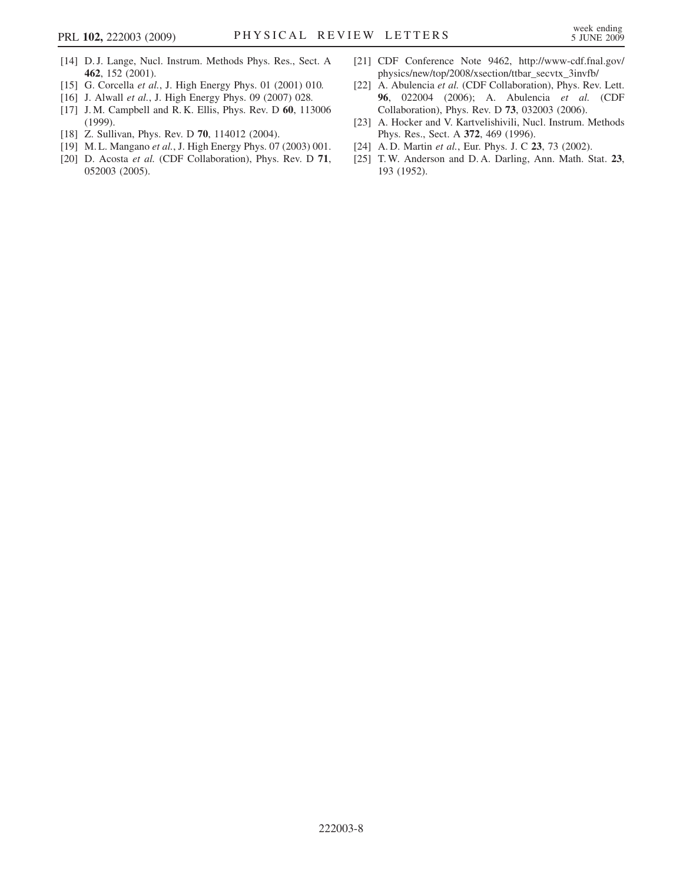[14] D. J. Lange, Nucl. Instrum. Methods Phys. Res., Sect. A **462**, 152 (2001).

[15] G. Corcella *et al.*, J. High Energy Phys. 01 (2001) 010.

[16] J. Alwall *et al.*, J. High Energy Phys. 09 (2007) 028.

[17] J. M. Campbell and R. K. Ellis, Phys. Rev. D **60**, 113006 (1999).

[18] Z. Sullivan, Phys. Rev. D **70**, 114012 (2004).

[19] M. L. Mangano *et al.*, J. High Energy Phys. 07 (2003) 001.

[20] D. Acosta *et al.* (CDF Collaboration), Phys. Rev. D **71**, 052003 (2005).

[21] CDF Conference Note 9462, http://www-cdf.fnal.gov/physics/new/top/2008/xsection/ttbar_secvtx_3invfb/

[22] A. Abulencia *et al.* (CDF Collaboration), Phys. Rev. Lett. **96**, 022004 (2006); A. Abulencia *et al.* (CDF Collaboration), Phys. Rev. D **73**, 032003 (2006).

[23] A. Hocker and V. Kartvelishivili, Nucl. Instrum. Methods Phys. Res., Sect. A **372**, 469 (1996).

[24] A. D. Martin *et al.*, Eur. Phys. J. C **23**, 73 (2002).

[25] T. W. Anderson and D. A. Darling, Ann. Math. Stat. **23**, 193 (1952).